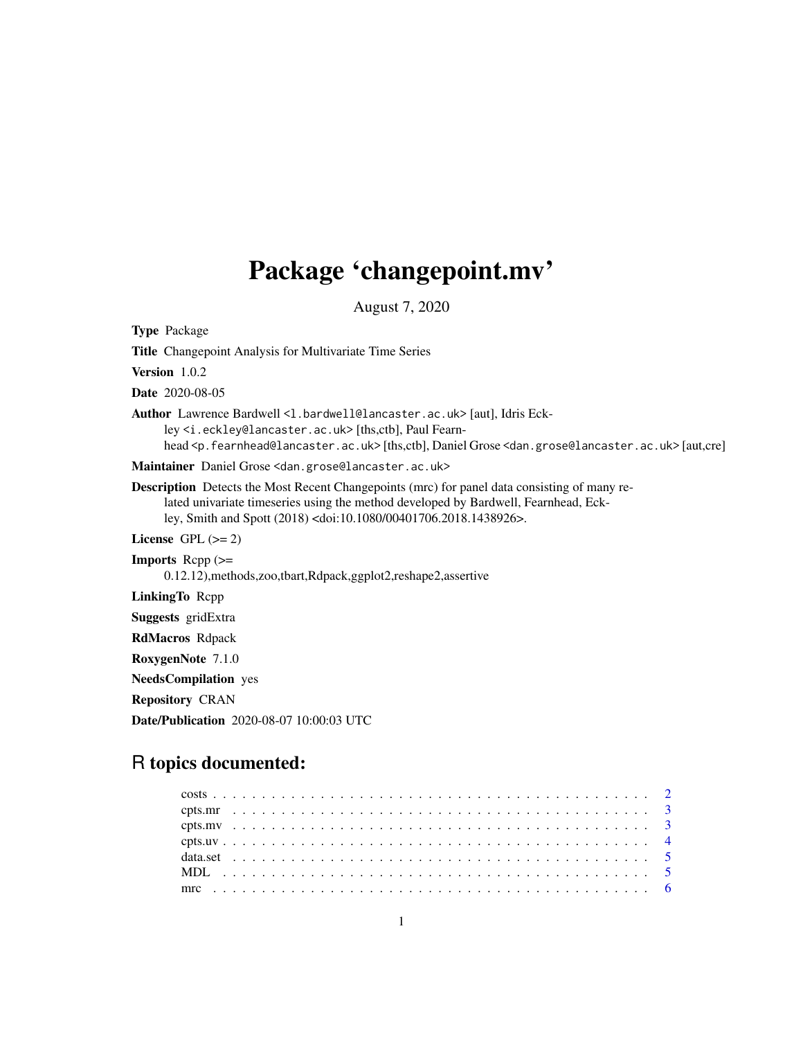# Package 'changepoint.mv'

August 7, 2020

**Type** Package

**Title** Changepoint Analysis for Multivariate Time Series

**Version** 1.0.2

**Date** 2020-08-05

**Author** Lawrence Bardwell <l.bardwell@lancaster.ac.uk> [aut], Idris Eckley <i.eckley@lancaster.ac.uk> [ths,ctb], Paul Fearnhead <p.fearnhead@lancaster.ac.uk> [ths,ctb], Daniel Grose <dan.grose@lancaster.ac.uk> [aut,cre]

**Maintainer** Daniel Grose <dan.grose@lancaster.ac.uk>

**Description** Detects the Most Recent Changepoints (mrc) for panel data consisting of many related univariate timeseries using the method developed by Bardwell, Fearnhead, Eckley, Smith and Spott (2018) <doi:10.1080/00401706.2018.1438926>.

**License** GPL (>= 2)

**Imports** Rcpp (>= 0.12.12),methods,zoo,tbart,Rdpack,ggplot2,reshape2,assertive

**LinkingTo** Rcpp

**Suggests** gridExtra

**RdMacros** Rdpack

**RoxygenNote** 7.1.0

**NeedsCompilation** yes

**Repository** CRAN

**Date/Publication** 2020-08-07 10:00:03 UTC

## R topics documented:

| | |
|---|---|
| costs | 2 |
| cpts.mr | 3 |
| cpts.mv | 3 |
| cpts.uv | 4 |
| data.set | 5 |
| MDL | 5 |
| mrc | 6 |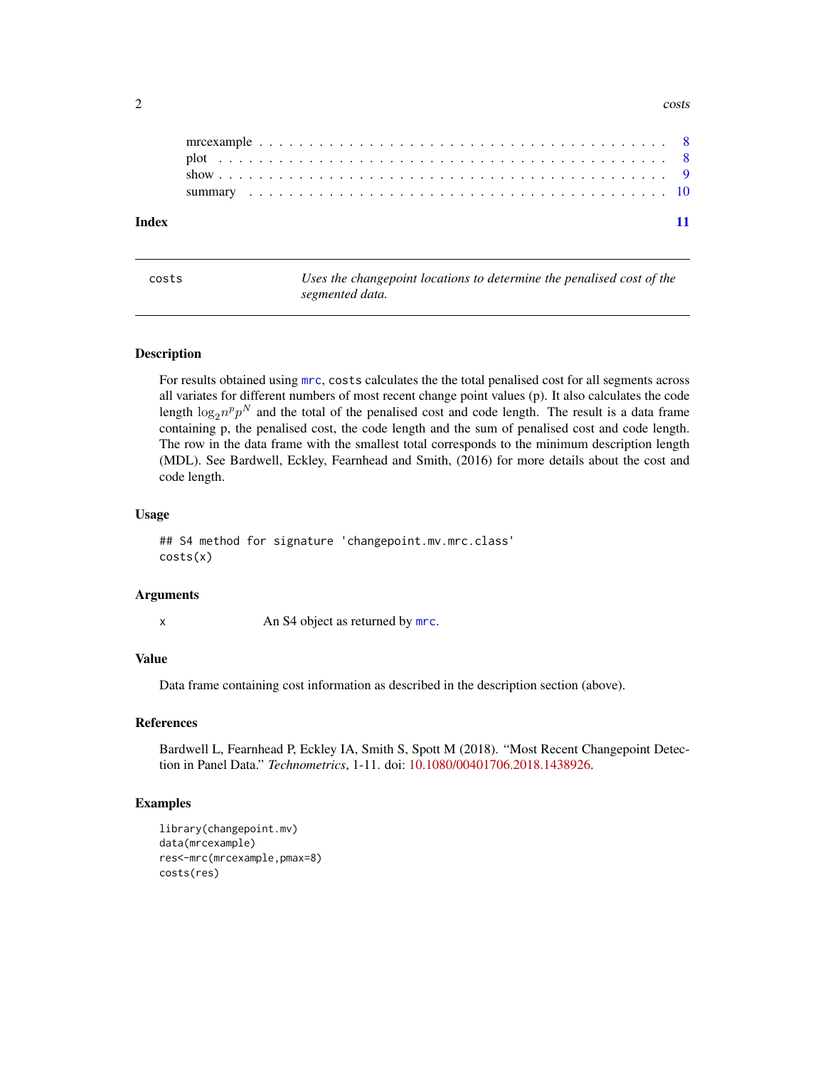mrcexample . . . . . . . . . . . . . . . . . . . . . . . . . . . . . . . . . . . . . . . . 8
plot . . . . . . . . . . . . . . . . . . . . . . . . . . . . . . . . . . . . . . . . . . . 8
show . . . . . . . . . . . . . . . . . . . . . . . . . . . . . . . . . . . . . . . . . . . 9
summary . . . . . . . . . . . . . . . . . . . . . . . . . . . . . . . . . . . . . . . . . 10

**Index** 11

---

## costs — *Uses the changepoint locations to determine the penalised cost of the segmented data.*

---

### Description

For results obtained using mrc, `costs` calculates the the total penalised cost for all segments across all variates for different numbers of most recent change point values (p). It also calculates the code length $\log_2 n^p p^N$ and the total of the penalised cost and code length. The result is a data frame containing p, the penalised cost, the code length and the sum of penalised cost and code length. The row in the data frame with the smallest total corresponds to the minimum description length (MDL). See Bardwell, Eckley, Fearnhead and Smith, (2016) for more details about the cost and code length.

### Usage

```
## S4 method for signature 'changepoint.mv.mrc.class'
costs(x)
```

### Arguments

x    An S4 object as returned by mrc.

### Value

Data frame containing cost information as described in the description section (above).

### References

Bardwell L, Fearnhead P, Eckley IA, Smith S, Spott M (2018). "Most Recent Changepoint Detection in Panel Data." *Technometrics*, 1-11. doi: 10.1080/00401706.2018.1438926.

### Examples

```
library(changepoint.mv)
data(mrcexample)
res<-mrc(mrcexample,pmax=8)
costs(res)
```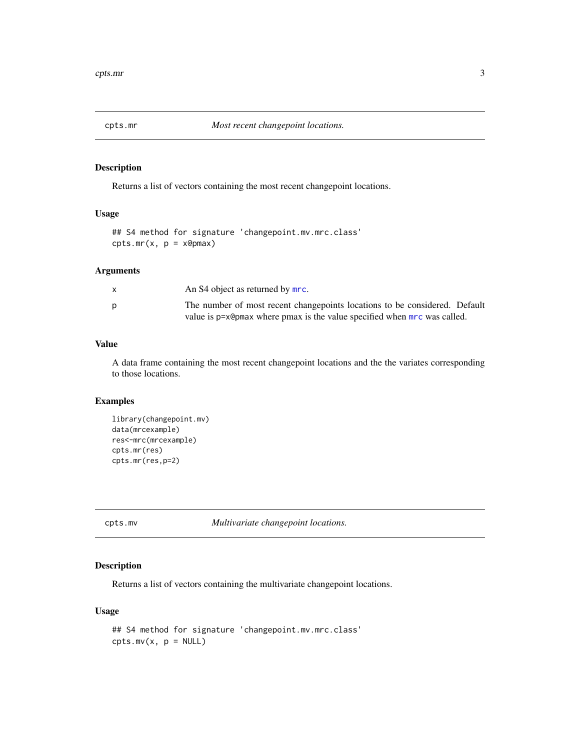## cpts.mr — *Most recent changepoint locations.*

### Description

Returns a list of vectors containing the most recent changepoint locations.

### Usage

```
## S4 method for signature 'changepoint.mv.mrc.class'
cpts.mr(x, p = x@pmax)
```

### Arguments

| | |
|---|---|
| x | An S4 object as returned by mrc. |
| p | The number of most recent changepoints locations to be considered. Default value is p=x@pmax where pmax is the value specified when mrc was called. |

### Value

A data frame containing the most recent changepoint locations and the the variates corresponding to those locations.

### Examples

```
library(changepoint.mv)
data(mrcexample)
res<-mrc(mrcexample)
cpts.mr(res)
cpts.mr(res,p=2)
```

## cpts.mv — *Multivariate changepoint locations.*

### Description

Returns a list of vectors containing the multivariate changepoint locations.

### Usage

```
## S4 method for signature 'changepoint.mv.mrc.class'
cpts.mv(x, p = NULL)
```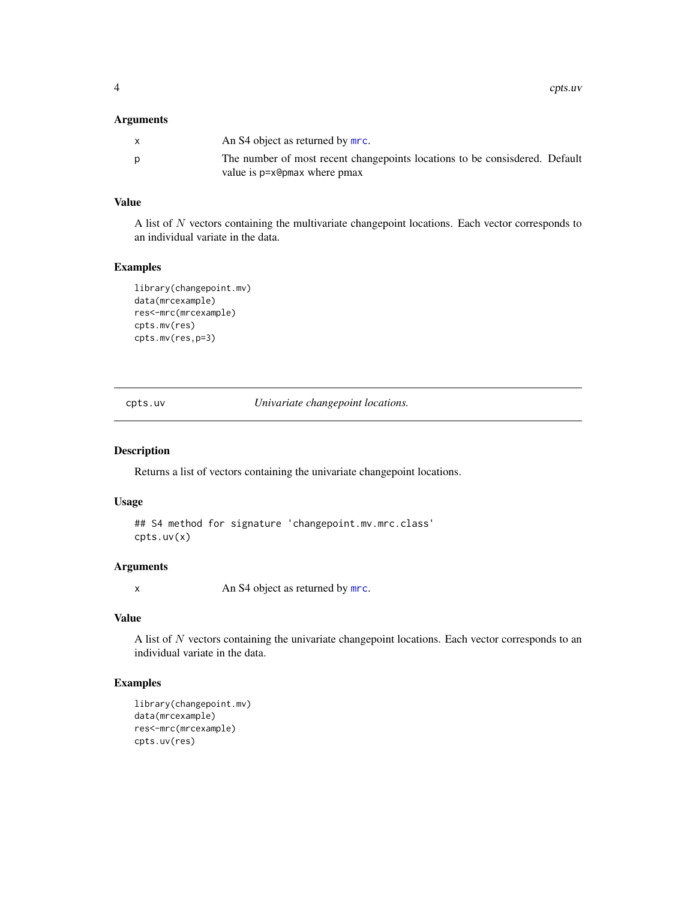### Arguments

| | |
|---|---|
| x | An S4 object as returned by `mrc`. |
| p | The number of most recent changepoints locations to be consisdered. Default value is `p=x@pmax` where pmax |

### Value

A list of $N$ vectors containing the multivariate changepoint locations. Each vector corresponds to an individual variate in the data.

### Examples

```
library(changepoint.mv)
data(mrcexample)
res<-mrc(mrcexample)
cpts.mv(res)
cpts.mv(res,p=3)
```

---

## cpts.uv — *Univariate changepoint locations.*

---

### Description

Returns a list of vectors containing the univariate changepoint locations.

### Usage

```
## S4 method for signature 'changepoint.mv.mrc.class'
cpts.uv(x)
```

### Arguments

| | |
|---|---|
| x | An S4 object as returned by `mrc`. |

### Value

A list of $N$ vectors containing the univariate changepoint locations. Each vector corresponds to an individual variate in the data.

### Examples

```
library(changepoint.mv)
data(mrcexample)
res<-mrc(mrcexample)
cpts.uv(res)
```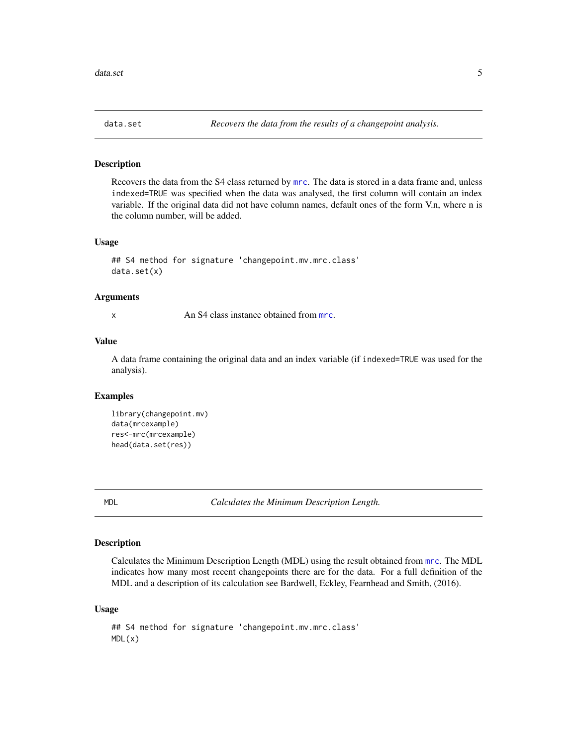## data.set — *Recovers the data from the results of a changepoint analysis.*

### Description

Recovers the data from the S4 class returned by mrc. The data is stored in a data frame and, unless indexed=TRUE was specified when the data was analysed, the first column will contain an index variable. If the original data did not have column names, default ones of the form V.n, where n is the column number, will be added.

### Usage

```
## S4 method for signature 'changepoint.mv.mrc.class'
data.set(x)
```

### Arguments

| | |
|---|---|
| x | An S4 class instance obtained from mrc. |

### Value

A data frame containing the original data and an index variable (if indexed=TRUE was used for the analysis).

### Examples

```
library(changepoint.mv)
data(mrcexample)
res<-mrc(mrcexample)
head(data.set(res))
```

## MDL — *Calculates the Minimum Description Length.*

### Description

Calculates the Minimum Description Length (MDL) using the result obtained from mrc. The MDL indicates how many most recent changepoints there are for the data. For a full definition of the MDL and a description of its calculation see Bardwell, Eckley, Fearnhead and Smith, (2016).

### Usage

```
## S4 method for signature 'changepoint.mv.mrc.class'
MDL(x)
```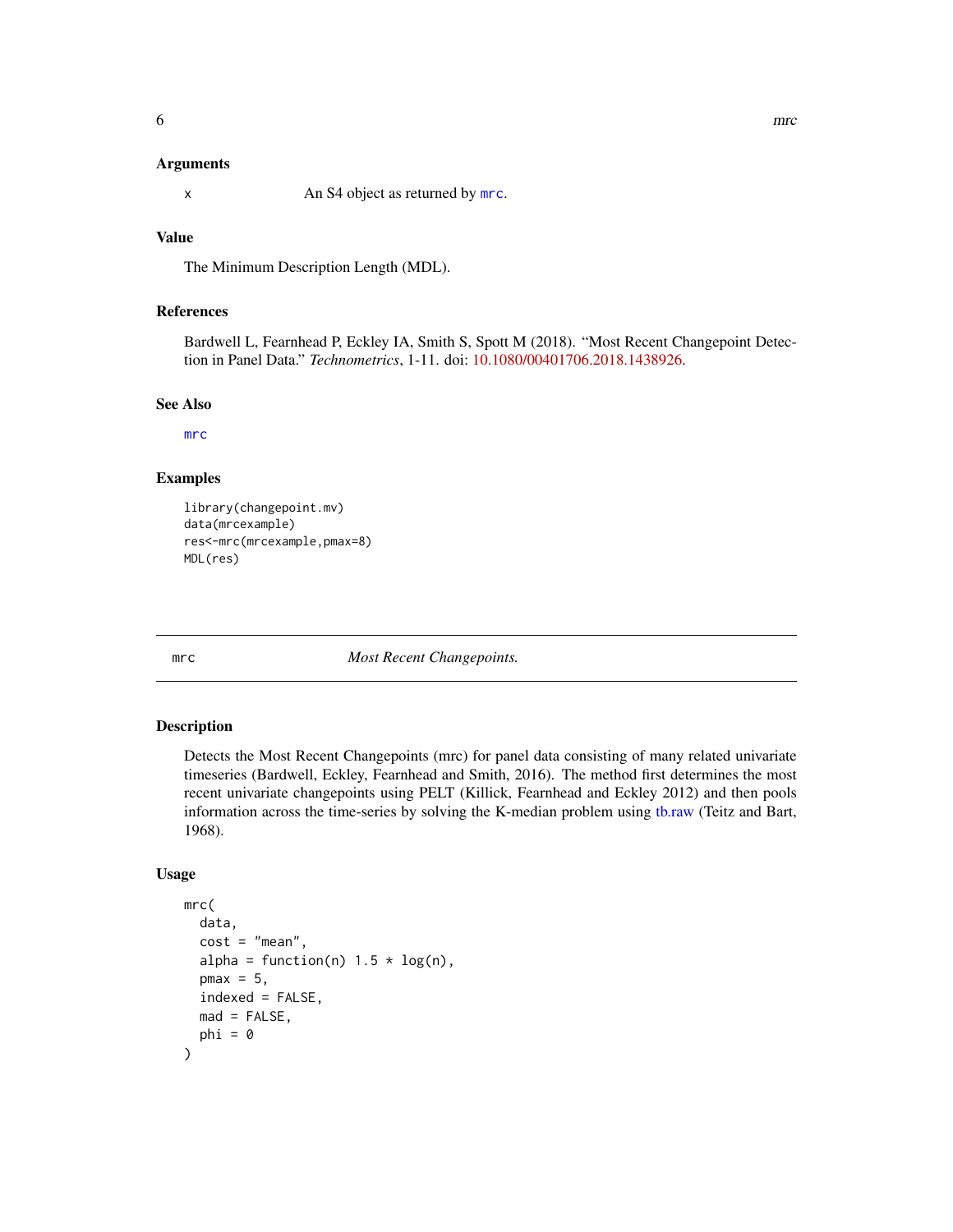### Arguments

| | |
|---|---|
| x | An S4 object as returned by `mrc`. |

### Value

The Minimum Description Length (MDL).

### References

Bardwell L, Fearnhead P, Eckley IA, Smith S, Spott M (2018). "Most Recent Changepoint Detection in Panel Data." *Technometrics*, 1-11. doi: 10.1080/00401706.2018.1438926.

### See Also

`mrc`

### Examples

```
library(changepoint.mv)
data(mrcexample)
res<-mrc(mrcexample,pmax=8)
MDL(res)
```

---

## mrc — *Most Recent Changepoints.*

---

### Description

Detects the Most Recent Changepoints (mrc) for panel data consisting of many related univariate timeseries (Bardwell, Eckley, Fearnhead and Smith, 2016). The method first determines the most recent univariate changepoints using PELT (Killick, Fearnhead and Eckley 2012) and then pools information across the time-series by solving the K-median problem using tb.raw (Teitz and Bart, 1968).

### Usage

```
mrc(
  data,
  cost = "mean",
  alpha = function(n) 1.5 * log(n),
  pmax = 5,
  indexed = FALSE,
  mad = FALSE,
  phi = 0
)
```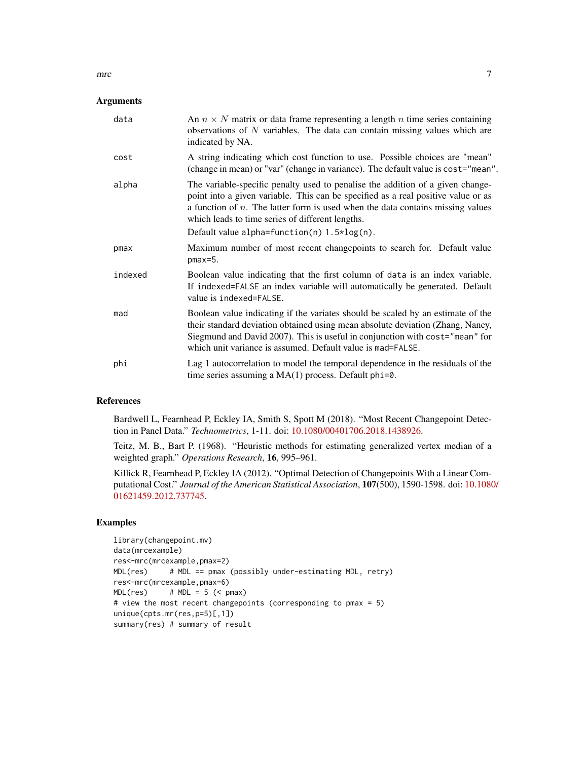### Arguments

| | |
|---|---|
| `data` | An $n \times N$ matrix or data frame representing a length $n$ time series containing observations of $N$ variables. The data can contain missing values which are indicated by NA. |
| `cost` | A string indicating which cost function to use. Possible choices are "mean" (change in mean) or "var" (change in variance). The default value is `cost="mean"`. |
| `alpha` | The variable-specific penalty used to penalise the addition of a given changepoint into a given variable. This can be specified as a real positive value or as a function of $n$. The latter form is used when the data contains missing values which leads to time series of different lengths. Default value `alpha=function(n) 1.5*log(n)`. |
| `pmax` | Maximum number of most recent changepoints to search for. Default value `pmax=5`. |
| `indexed` | Boolean value indicating that the first column of `data` is an index variable. If `indexed=FALSE` an index variable will automatically be generated. Default value is `indexed=FALSE`. |
| `mad` | Boolean value indicating if the variates should be scaled by an estimate of the their standard deviation obtained using mean absolute deviation (Zhang, Nancy, Siegmund and David 2007). This is useful in conjunction with `cost="mean"` for which unit variance is assumed. Default value is `mad=FALSE`. |
| `phi` | Lag 1 autocorrelation to model the temporal dependence in the residuals of the time series assuming a MA(1) process. Default `phi=0`. |

### References

Bardwell L, Fearnhead P, Eckley IA, Smith S, Spott M (2018). "Most Recent Changepoint Detection in Panel Data." *Technometrics*, 1-11. doi: 10.1080/00401706.2018.1438926.

Teitz, M. B., Bart P. (1968). "Heuristic methods for estimating generalized vertex median of a weighted graph." *Operations Research*, **16**, 995–961.

Killick R, Fearnhead P, Eckley IA (2012). "Optimal Detection of Changepoints With a Linear Computational Cost." *Journal of the American Statistical Association*, **107**(500), 1590-1598. doi: 10.1080/01621459.2012.737745.

### Examples

```
library(changepoint.mv)
data(mrcexample)
res<-mrc(mrcexample,pmax=2)
MDL(res)     # MDL == pmax (possibly under-estimating MDL, retry)
res<-mrc(mrcexample,pmax=6)
MDL(res)     # MDL = 5 (< pmax)
# view the most recent changepoints (corresponding to pmax = 5)
unique(cpts.mr(res,p=5)[,1])
summary(res) # summary of result
```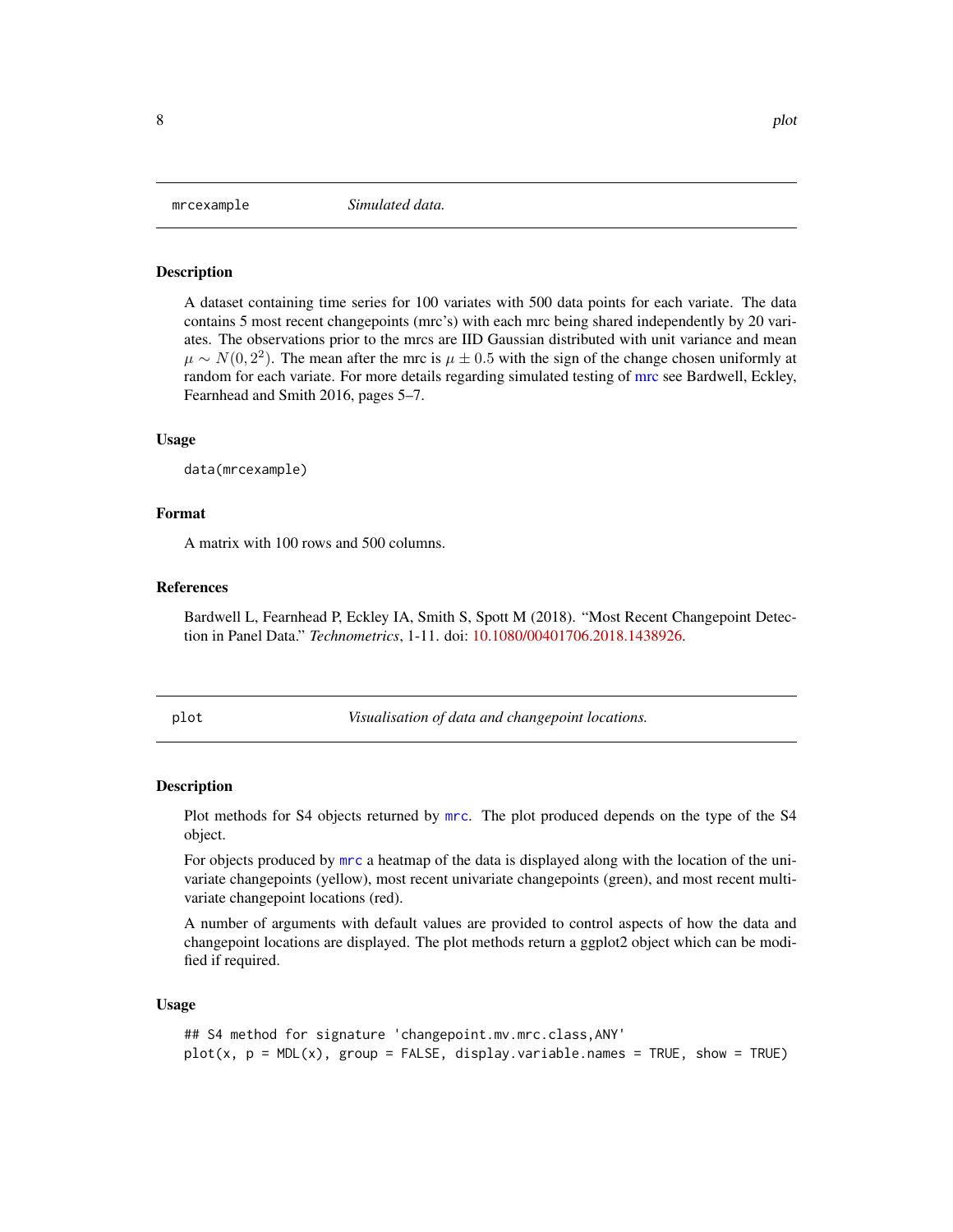## mrcexample *Simulated data.*

### Description

A dataset containing time series for 100 variates with 500 data points for each variate. The data contains 5 most recent changepoints (mrc's) with each mrc being shared independently by 20 variates. The observations prior to the mrcs are IID Gaussian distributed with unit variance and mean $\mu \sim N(0, 2^2)$. The mean after the mrc is $\mu \pm 0.5$ with the sign of the change chosen uniformly at random for each variate. For more details regarding simulated testing of mrc see Bardwell, Eckley, Fearnhead and Smith 2016, pages 5–7.

### Usage

```
data(mrcexample)
```

### Format

A matrix with 100 rows and 500 columns.

### References

Bardwell L, Fearnhead P, Eckley IA, Smith S, Spott M (2018). "Most Recent Changepoint Detection in Panel Data." *Technometrics*, 1-11. doi: 10.1080/00401706.2018.1438926.

## plot *Visualisation of data and changepoint locations.*

### Description

Plot methods for S4 objects returned by `mrc`. The plot produced depends on the type of the S4 object.

For objects produced by `mrc` a heatmap of the data is displayed along with the location of the univariate changepoints (yellow), most recent univariate changepoints (green), and most recent multivariate changepoint locations (red).

A number of arguments with default values are provided to control aspects of how the data and changepoint locations are displayed. The plot methods return a ggplot2 object which can be modified if required.

### Usage

```
## S4 method for signature 'changepoint.mv.mrc.class,ANY'
plot(x, p = MDL(x), group = FALSE, display.variable.names = TRUE, show = TRUE)
```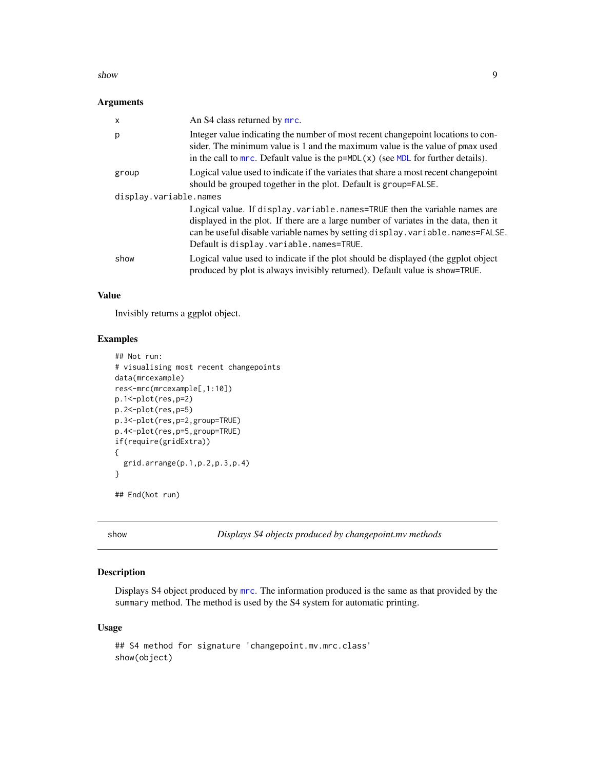### Arguments

| | |
|---|---|
| x | An S4 class returned by mrc. |
| p | Integer value indicating the number of most recent changepoint locations to consider. The minimum value is 1 and the maximum value is the value of pmax used in the call to mrc. Default value is the p=MDL(x) (see MDL for further details). |
| group | Logical value used to indicate if the variates that share a most recent changepoint should be grouped together in the plot. Default is group=FALSE. |
| display.variable.names | Logical value. If display.variable.names=TRUE then the variable names are displayed in the plot. If there are a large number of variates in the data, then it can be useful disable variable names by setting display.variable.names=FALSE. Default is display.variable.names=TRUE. |
| show | Logical value used to indicate if the plot should be displayed (the ggplot object produced by plot is always invisibly returned). Default value is show=TRUE. |

### Value

Invisibly returns a ggplot object.

### Examples

```
## Not run:
# visualising most recent changepoints
data(mrcexample)
res<-mrc(mrcexample[,1:10])
p.1<-plot(res,p=2)
p.2<-plot(res,p=5)
p.3<-plot(res,p=2,group=TRUE)
p.4<-plot(res,p=5,group=TRUE)
if(require(gridExtra))
{
  grid.arrange(p.1,p.2,p.3,p.4)
}

## End(Not run)
```

---

## show — *Displays S4 objects produced by changepoint.mv methods*

### Description

Displays S4 object produced by mrc. The information produced is the same as that provided by the summary method. The method is used by the S4 system for automatic printing.

### Usage

```
## S4 method for signature 'changepoint.mv.mrc.class'
show(object)
```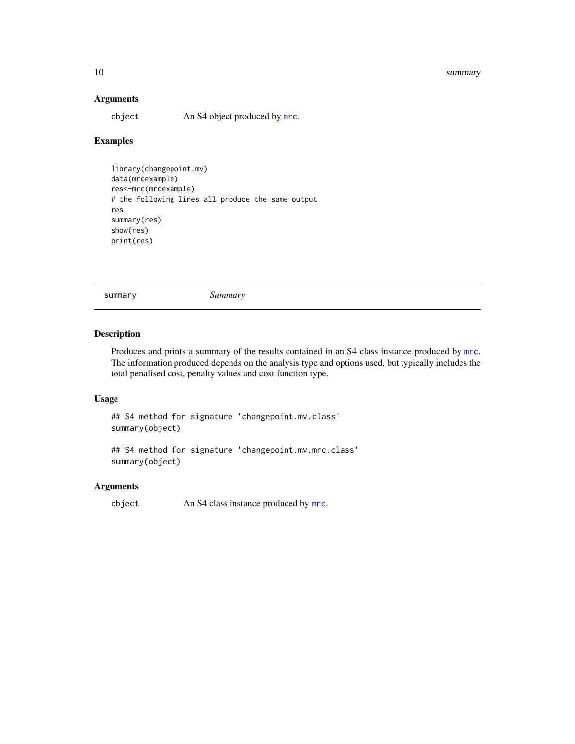### Arguments

object An S4 object produced by mrc.

### Examples

```
library(changepoint.mv)
data(mrcexample)
res<-mrc(mrcexample)
# the following lines all produce the same output
res
summary(res)
show(res)
print(res)
```

---

## summary *Summary*

---

### Description

Produces and prints a summary of the results contained in an S4 class instance produced by mrc. The information produced depends on the analysis type and options used, but typically includes the total penalised cost, penalty values and cost function type.

### Usage

```
## S4 method for signature 'changepoint.mv.class'
summary(object)

## S4 method for signature 'changepoint.mv.mrc.class'
summary(object)
```

### Arguments

object An S4 class instance produced by mrc.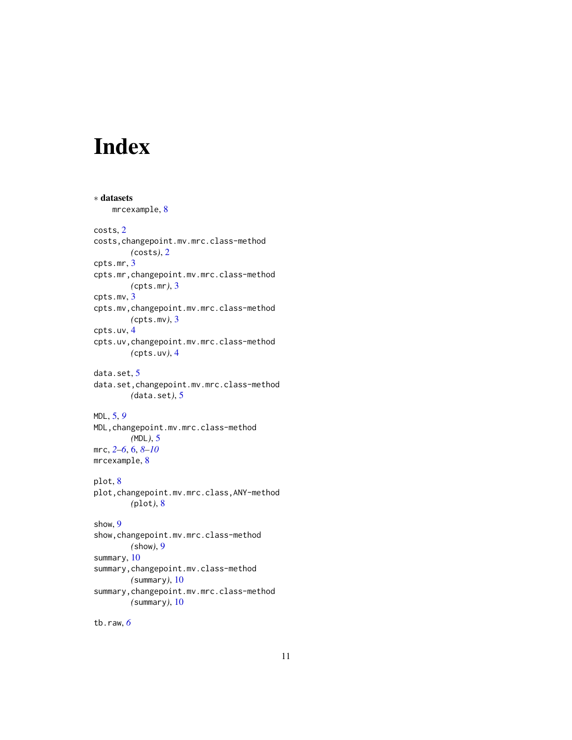# Index

∗ **datasets**
    mrcexample, 8

costs, 2
costs,changepoint.mv.mrc.class-method
        (costs), 2
cpts.mr, 3
cpts.mr,changepoint.mv.mrc.class-method
        (cpts.mr), 3
cpts.mv, 3
cpts.mv,changepoint.mv.mrc.class-method
        (cpts.mv), 3
cpts.uv, 4
cpts.uv,changepoint.mv.mrc.class-method
        (cpts.uv), 4

data.set, 5
data.set,changepoint.mv.mrc.class-method
        (data.set), 5

MDL, 5, *9*
MDL,changepoint.mv.mrc.class-method
        (MDL), 5
mrc, *2–6*, 6, *8–10*
mrcexample, 8

plot, 8
plot,changepoint.mv.mrc.class,ANY-method
        (plot), 8

show, 9
show,changepoint.mv.mrc.class-method
        (show), 9
summary, 10
summary,changepoint.mv.class-method
        (summary), 10
summary,changepoint.mv.mrc.class-method
        (summary), 10

tb.raw, *6*